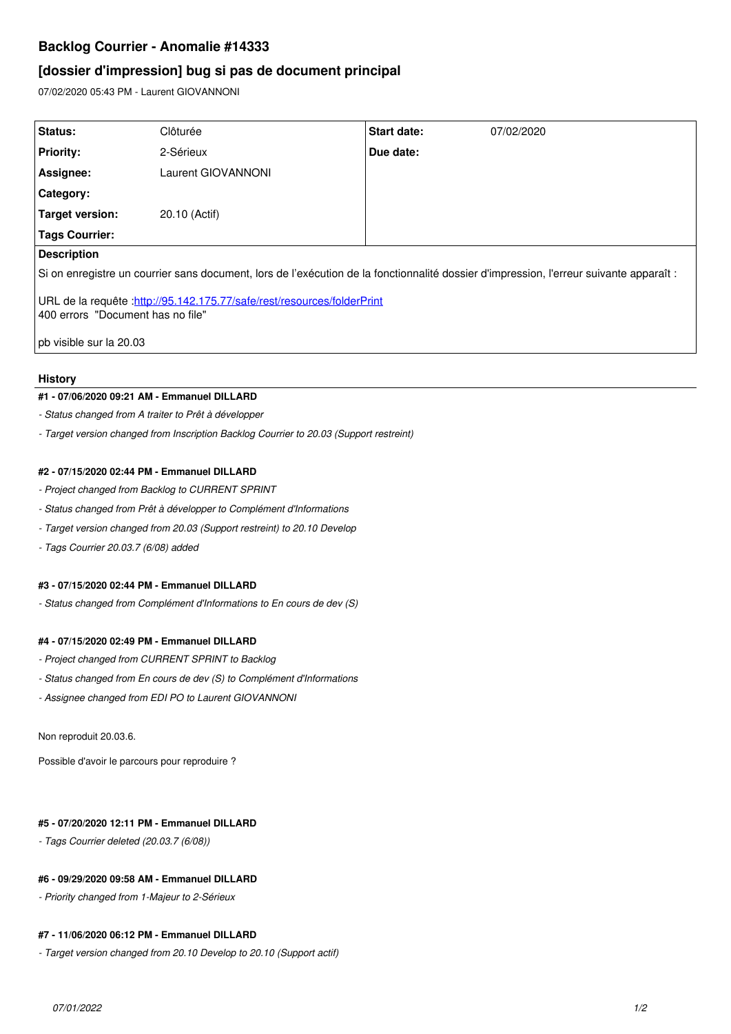# Backlog Courrier - Anomalie #14333

## [dossier d'impression] bug si pas de document principal

07/02/2020 05:43 PM - Laurent GIOVANNONI

| | | | |
|---|---|---|---|
| **Status:** | Clôturée | **Start date:** | 07/02/2020 |
| **Priority:** | 2-Sérieux | **Due date:** | |
| **Assignee:** | Laurent GIOVANNONI | | |
| **Category:** | | | |
| **Target version:** | 20.10 (Actif) | | |
| **Tags Courrier:** | | | |

**Description**

Si on enregistre un courrier sans document, lors de l'exécution de la fonctionnalité dossier d'impression, l'erreur suivante apparaît :

URL de la requête :http://95.142.175.77/safe/rest/resources/folderPrint
400 errors "Document has no file"

pb visible sur la 20.03

### History

#### #1 - 07/06/2020 09:21 AM - Emmanuel DILLARD

- *Status changed from A traiter to Prêt à développer*
- *Target version changed from Inscription Backlog Courrier to 20.03 (Support restreint)*

#### #2 - 07/15/2020 02:44 PM - Emmanuel DILLARD

- *Project changed from Backlog to CURRENT SPRINT*
- *Status changed from Prêt à développer to Complément d'Informations*
- *Target version changed from 20.03 (Support restreint) to 20.10 Develop*
- *Tags Courrier 20.03.7 (6/08) added*

#### #3 - 07/15/2020 02:44 PM - Emmanuel DILLARD

- *Status changed from Complément d'Informations to En cours de dev (S)*

#### #4 - 07/15/2020 02:49 PM - Emmanuel DILLARD

- *Project changed from CURRENT SPRINT to Backlog*
- *Status changed from En cours de dev (S) to Complément d'Informations*
- *Assignee changed from EDI PO to Laurent GIOVANNONI*

Non reproduit 20.03.6.

Possible d'avoir le parcours pour reproduire ?

#### #5 - 07/20/2020 12:11 PM - Emmanuel DILLARD

- *Tags Courrier deleted (20.03.7 (6/08))*

#### #6 - 09/29/2020 09:58 AM - Emmanuel DILLARD

- *Priority changed from 1-Majeur to 2-Sérieux*

#### #7 - 11/06/2020 06:12 PM - Emmanuel DILLARD

- *Target version changed from 20.10 Develop to 20.10 (Support actif)*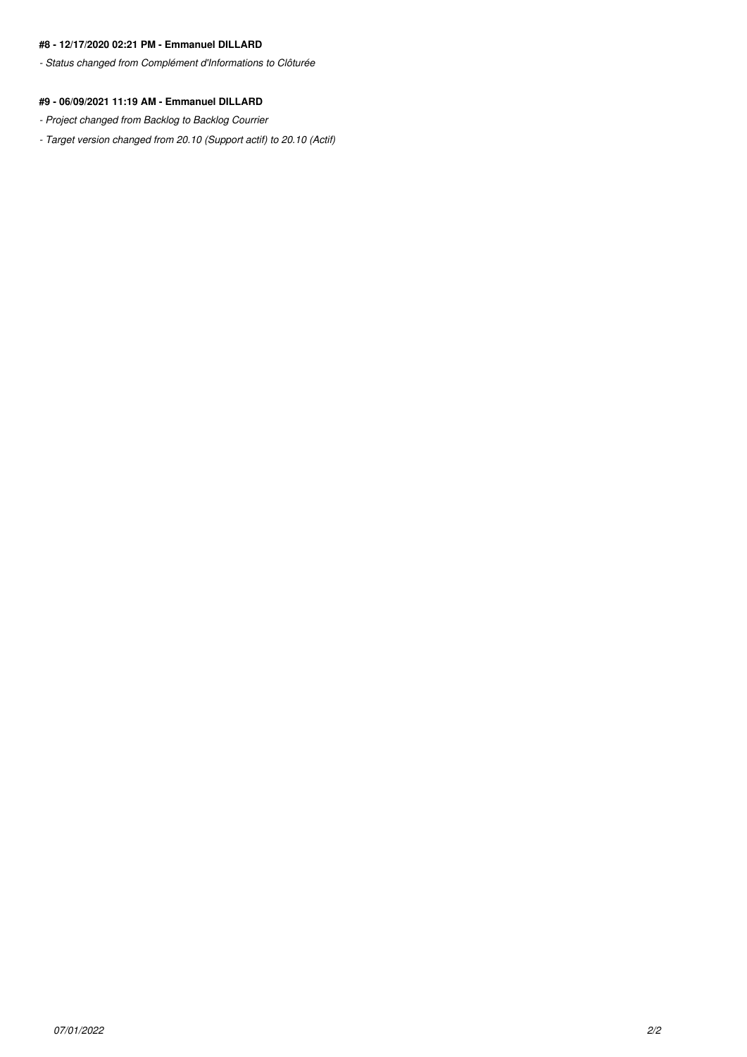**#8 - 12/17/2020 02:21 PM - Emmanuel DILLARD**

*- Status changed from Complément d'Informations to Clôturée*

**#9 - 06/09/2021 11:19 AM - Emmanuel DILLARD**

*- Project changed from Backlog to Backlog Courrier*

*- Target version changed from 20.10 (Support actif) to 20.10 (Actif)*